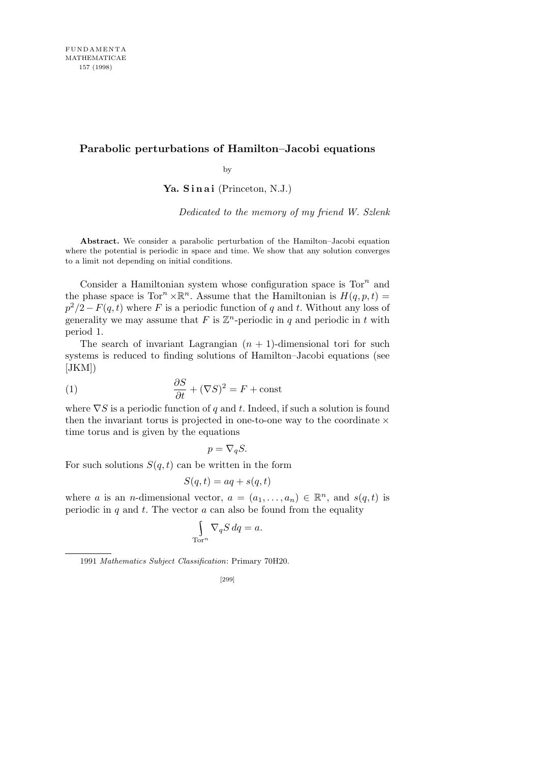# Parabolic perturbations of Hamilton–Jacobi equations

by

**Ya. Sinai** (Princeton, N.J.)

*Dedicated to the memory of my friend W. Szlenk*

**Abstract.** We consider a parabolic perturbation of the Hamilton–Jacobi equation where the potential is periodic in space and time. We show that any solution converges to a limit not depending on initial conditions.

Consider a Hamiltonian system whose configuration space is $\mathrm{Tor}^n$ and the phase space is $\mathrm{Tor}^n \times \mathbb{R}^n$. Assume that the Hamiltonian is $H(q,p,t) = p^2/2 - F(q,t)$ where $F$ is a periodic function of $q$ and $t$. Without any loss of generality we may assume that $F$ is $\mathbb{Z}^n$-periodic in $q$ and periodic in $t$ with period 1.

The search of invariant Lagrangian $(n+1)$-dimensional tori for such systems is reduced to finding solutions of Hamilton–Jacobi equations (see [JKM])

$$\frac{\partial S}{\partial t} + (\nabla S)^2 = F + \mathrm{const} \tag{1}$$

where $\nabla S$ is a periodic function of $q$ and $t$. Indeed, if such a solution is found then the invariant torus is projected in one-to-one way to the coordinate $\times$ time torus and is given by the equations

$$p = \nabla_q S.$$

For such solutions $S(q,t)$ can be written in the form

$$S(q,t) = aq + s(q,t)$$

where $a$ is an $n$-dimensional vector, $a = (a_1, \ldots, a_n) \in \mathbb{R}^n$, and $s(q,t)$ is periodic in $q$ and $t$. The vector $a$ can also be found from the equality

$$\int_{\mathrm{Tor}^n} \nabla_q S \, dq = a.$$

---

1991 *Mathematics Subject Classification*: Primary 70H20.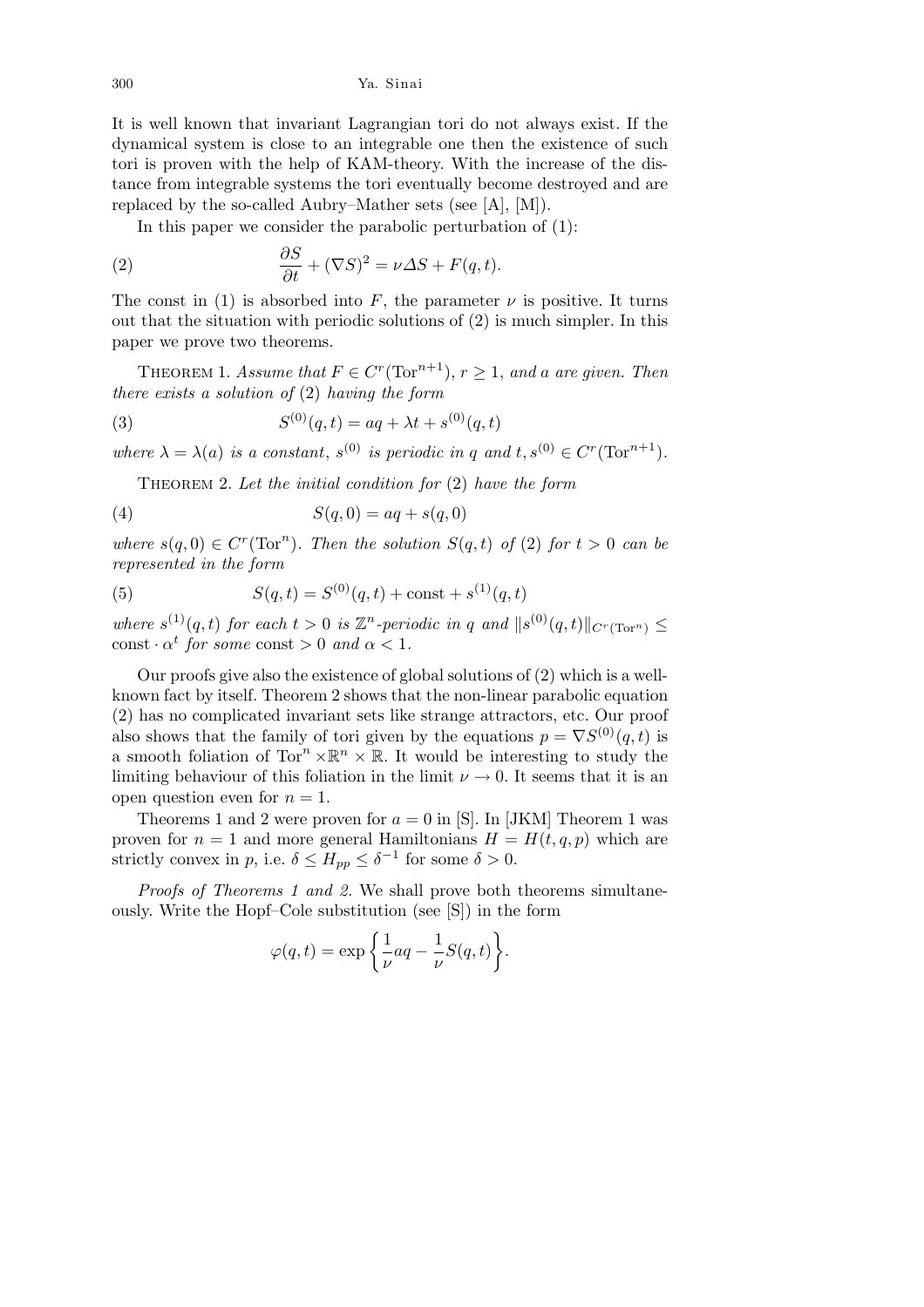It is well known that invariant Lagrangian tori do not always exist. If the dynamical system is close to an integrable one then the existence of such tori is proven with the help of KAM-theory. With the increase of the distance from integrable systems the tori eventually become destroyed and are replaced by the so-called Aubry–Mather sets (see [A], [M]).

In this paper we consider the parabolic perturbation of (1):

$$\frac{\partial S}{\partial t} + (\nabla S)^2 = \nu \Delta S + F(q,t). \tag{2}$$

The const in (1) is absorbed into $F$, the parameter $\nu$ is positive. It turns out that the situation with periodic solutions of (2) is much simpler. In this paper we prove two theorems.

Theorem 1. *Assume that $F \in C^r(\mathrm{Tor}^{n+1})$, $r \geq 1$, and $a$ are given. Then there exists a solution of* (2) *having the form*

$$S^{(0)}(q,t) = aq + \lambda t + s^{(0)}(q,t) \tag{3}$$

*where $\lambda = \lambda(a)$ is a constant, $s^{(0)}$ is periodic in $q$ and $t$, $s^{(0)} \in C^r(\mathrm{Tor}^{n+1})$.*

Theorem 2. *Let the initial condition for* (2) *have the form*

$$S(q,0) = aq + s(q,0) \tag{4}$$

*where $s(q,0) \in C^r(\mathrm{Tor}^n)$. Then the solution $S(q,t)$ of* (2) *for $t > 0$ can be represented in the form*

$$S(q,t) = S^{(0)}(q,t) + \mathrm{const} + s^{(1)}(q,t) \tag{5}$$

*where $s^{(1)}(q,t)$ for each $t > 0$ is $\mathbb{Z}^n$-periodic in $q$ and $\|s^{(0)}(q,t)\|_{C^r(\mathrm{Tor}^n)} \leq \mathrm{const} \cdot \alpha^t$ for some $\mathrm{const} > 0$ and $\alpha < 1$.*

Our proofs give also the existence of global solutions of (2) which is a well-known fact by itself. Theorem 2 shows that the non-linear parabolic equation (2) has no complicated invariant sets like strange attractors, etc. Our proof also shows that the family of tori given by the equations $p = \nabla S^{(0)}(q,t)$ is a smooth foliation of $\mathrm{Tor}^n \times \mathbb{R}^n \times \mathbb{R}$. It would be interesting to study the limiting behaviour of this foliation in the limit $\nu \to 0$. It seems that it is an open question even for $n = 1$.

Theorems 1 and 2 were proven for $a = 0$ in [S]. In [JKM] Theorem 1 was proven for $n = 1$ and more general Hamiltonians $H = H(t,q,p)$ which are strictly convex in $p$, i.e. $\delta \leq H_{pp} \leq \delta^{-1}$ for some $\delta > 0$.

*Proofs of Theorems 1 and 2.* We shall prove both theorems simultaneously. Write the Hopf–Cole substitution (see [S]) in the form

$$\varphi(q,t) = \exp\left\{\frac{1}{\nu} aq - \frac{1}{\nu} S(q,t)\right\}.$$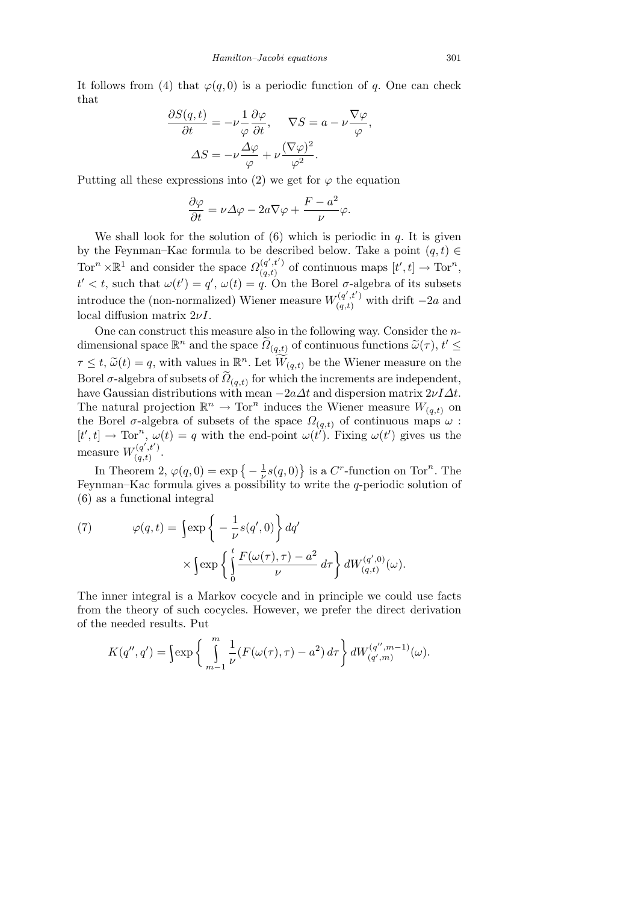It follows from (4) that $\varphi(q,0)$ is a periodic function of $q$. One can check that

$$\frac{\partial S(q,t)}{\partial t} = -\nu\frac{1}{\varphi}\frac{\partial \varphi}{\partial t}, \quad \nabla S = a - \nu\frac{\nabla\varphi}{\varphi},$$
$$\Delta S = -\nu\frac{\Delta\varphi}{\varphi} + \nu\frac{(\nabla\varphi)^2}{\varphi^2}.$$

Putting all these expressions into (2) we get for $\varphi$ the equation

$$\frac{\partial\varphi}{\partial t} = \nu\Delta\varphi - 2a\nabla\varphi + \frac{F-a^2}{\nu}\varphi.$$

We shall look for the solution of (6) which is periodic in $q$. It is given by the Feynman–Kac formula to be described below. Take a point $(q,t) \in \mathrm{Tor}^n \times \mathbb{R}^1$ and consider the space $\Omega_{(q,t)}^{(q',t')}$ of continuous maps $[t',t] \to \mathrm{Tor}^n$, $t' < t$, such that $\omega(t') = q'$, $\omega(t) = q$. On the Borel $\sigma$-algebra of its subsets introduce the (non-normalized) Wiener measure $W_{(q,t)}^{(q',t')}$ with drift $-2a$ and local diffusion matrix $2\nu I$.

One can construct this measure also in the following way. Consider the $n$-dimensional space $\mathbb{R}^n$ and the space $\widetilde{\Omega}_{(q,t)}$ of continuous functions $\widetilde{\omega}(\tau)$, $t' \le \tau \le t$, $\widetilde{\omega}(t) = q$, with values in $\mathbb{R}^n$. Let $\widetilde{W}_{(q,t)}$ be the Wiener measure on the Borel $\sigma$-algebra of subsets of $\widetilde{\Omega}_{(q,t)}$ for which the increments are independent, have Gaussian distributions with mean $-2a\Delta t$ and dispersion matrix $2\nu I\Delta t$. The natural projection $\mathbb{R}^n \to \mathrm{Tor}^n$ induces the Wiener measure $W_{(q,t)}$ on the Borel $\sigma$-algebra of subsets of the space $\Omega_{(q,t)}$ of continuous maps $\omega : [t',t] \to \mathrm{Tor}^n$, $\omega(t) = q$ with the end-point $\omega(t')$. Fixing $\omega(t')$ gives us the measure $W_{(q,t)}^{(q',t')}$.

In Theorem 2, $\varphi(q,0) = \exp\{-\frac{1}{\nu}s(q,0)\}$ is a $C^r$-function on $\mathrm{Tor}^n$. The Feynman–Kac formula gives a possibility to write the $q$-periodic solution of (6) as a functional integral

$$\varphi(q,t) = \int \exp\left\{-\frac{1}{\nu}s(q',0)\right\}dq' \times \int \exp\left\{\int_0^t \frac{F(\omega(\tau),\tau) - a^2}{\nu}\,d\tau\right\} dW_{(q,t)}^{(q',0)}(\omega). \tag{7}$$

The inner integral is a Markov cocycle and in principle we could use facts from the theory of such cocycles. However, we prefer the direct derivation of the needed results. Put

$$K(q'',q') = \int \exp\left\{\int_{m-1}^{m} \frac{1}{\nu}(F(\omega(\tau),\tau) - a^2)\,d\tau\right\} dW_{(q',m)}^{(q'',m-1)}(\omega).$$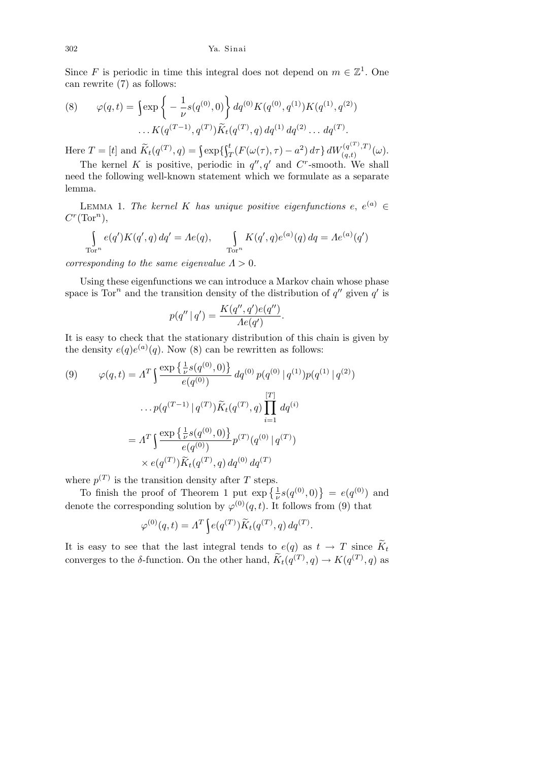Since $F$ is periodic in time this integral does not depend on $m \in \mathbb{Z}^1$. One can rewrite (7) as follows:

$$\varphi(q,t) = \int \exp\left\{-\frac{1}{\nu}s(q^{(0)},0)\right\} dq^{(0)} K(q^{(0)},q^{(1)})K(q^{(1)},q^{(2)}) \ldots K(q^{(T-1)},q^{(T)})\widetilde{K}_t(q^{(T)},q)\, dq^{(1)}\, dq^{(2)} \ldots dq^{(T)}. \tag{8}$$

Here $T = [t]$ and $\widetilde{K}_t(q^{(T)},q) = \int \exp\{\int_T^t (F(\omega(\tau),\tau) - a^2)\, d\tau\}\, dW_{(q,t)}^{(q^{(T)},T)}(\omega)$.

The kernel $K$ is positive, periodic in $q'', q'$ and $C^r$-smooth. We shall need the following well-known statement which we formulate as a separate lemma.

Lemma 1. *The kernel $K$ has unique positive eigenfunctions $e$, $e^{(a)} \in C^r(\mathrm{Tor}^n)$,*

$$\int_{\mathrm{Tor}^n} e(q')K(q',q)\, dq' = \Lambda e(q), \qquad \int_{\mathrm{Tor}^n} K(q',q)e^{(a)}(q)\, dq = \Lambda e^{(a)}(q')$$

*corresponding to the same eigenvalue $\Lambda > 0$.*

Using these eigenfunctions we can introduce a Markov chain whose phase space is $\mathrm{Tor}^n$ and the transition density of the distribution of $q''$ given $q'$ is

$$p(q'' \mid q') = \frac{K(q'',q')e(q'')}{\Lambda e(q')}.$$

It is easy to check that the stationary distribution of this chain is given by the density $e(q)e^{(a)}(q)$. Now (8) can be rewritten as follows:

$$\begin{aligned}
\varphi(q,t) &= \Lambda^T \int \frac{\exp\left\{\frac{1}{\nu}s(q^{(0)},0)\right\}}{e(q^{(0)})}\, dq^{(0)}\, p(q^{(0)} \mid q^{(1)})p(q^{(1)} \mid q^{(2)}) \\
&\qquad \ldots p(q^{(T-1)} \mid q^{(T)})\widetilde{K}_t(q^{(T)},q) \prod_{i=1}^{[T]} dq^{(i)} \\
&= \Lambda^T \int \frac{\exp\left\{\frac{1}{\nu}s(q^{(0)},0)\right\}}{e(q^{(0)})} p^{(T)}(q^{(0)} \mid q^{(T)}) \\
&\qquad \times e(q^{(T)})\widetilde{K}_t(q^{(T)},q)\, dq^{(0)}\, dq^{(T)}
\end{aligned} \tag{9}$$

where $p^{(T)}$ is the transition density after $T$ steps.

To finish the proof of Theorem 1 put $\exp\left\{\frac{1}{\nu}s(q^{(0)},0)\right\} = e(q^{(0)})$ and denote the corresponding solution by $\varphi^{(0)}(q,t)$. It follows from (9) that

$$\varphi^{(0)}(q,t) = \Lambda^T \int e(q^{(T)})\widetilde{K}_t(q^{(T)},q)\, dq^{(T)}.$$

It is easy to see that the last integral tends to $e(q)$ as $t \to T$ since $\widetilde{K}_t$ converges to the $\delta$-function. On the other hand, $\widetilde{K}_t(q^{(T)},q) \to K(q^{(T)},q)$ as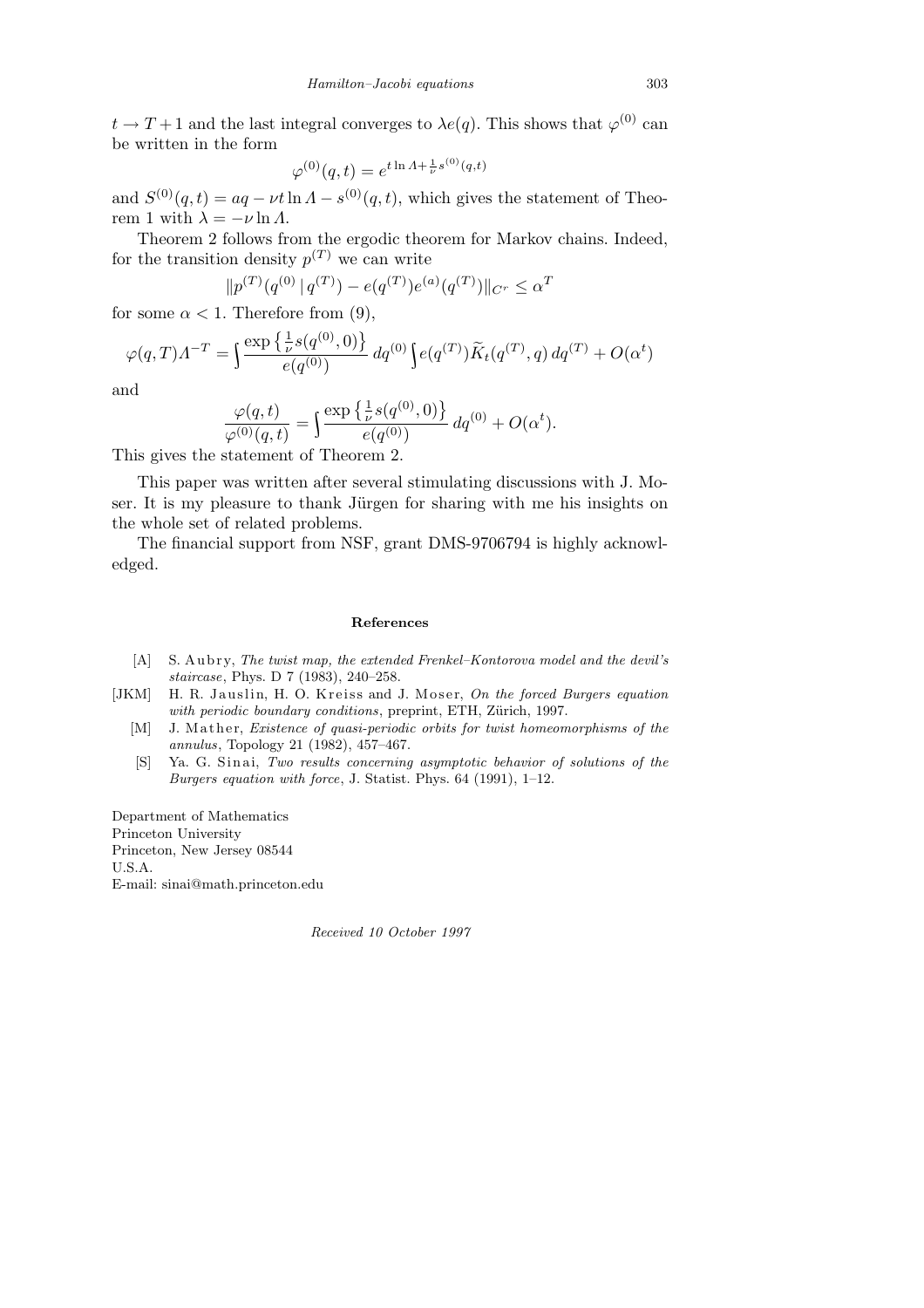$t \to T+1$ and the last integral converges to $\lambda e(q)$. This shows that $\varphi^{(0)}$ can be written in the form

$$\varphi^{(0)}(q,t) = e^{t \ln \Lambda + \frac{1}{\nu} s^{(0)}(q,t)}$$

and $S^{(0)}(q,t) = aq - \nu t \ln \Lambda - s^{(0)}(q,t)$, which gives the statement of Theorem 1 with $\lambda = -\nu \ln \Lambda$.

Theorem 2 follows from the ergodic theorem for Markov chains. Indeed, for the transition density $p^{(T)}$ we can write

$$\| p^{(T)}(q^{(0)} \mid q^{(T)}) - e(q^{(T)}) e^{(a)}(q^{(T)}) \|_{C^r} \le \alpha^T$$

for some $\alpha < 1$. Therefore from (9),

$$\varphi(q,T) \Lambda^{-T} = \int \frac{\exp\left\{\frac{1}{\nu} s(q^{(0)}, 0)\right\}}{e(q^{(0)})}\, dq^{(0)} \int e(q^{(T)}) \widetilde{K}_t(q^{(T)}, q)\, dq^{(T)} + O(\alpha^t)$$

and

$$\frac{\varphi(q,t)}{\varphi^{(0)}(q,t)} = \int \frac{\exp\left\{\frac{1}{\nu} s(q^{(0)}, 0)\right\}}{e(q^{(0)})}\, dq^{(0)} + O(\alpha^t).$$

This gives the statement of Theorem 2.

This paper was written after several stimulating discussions with J. Moser. It is my pleasure to thank Jürgen for sharing with me his insights on the whole set of related problems.

The financial support from NSF, grant DMS-9706794 is highly acknowledged.

## References

[A] S. Aubry, *The twist map, the extended Frenkel–Kontorova model and the devil's staircase*, Phys. D 7 (1983), 240–258.

[JKM] H. R. Jauslin, H. O. Kreiss and J. Moser, *On the forced Burgers equation with periodic boundary conditions*, preprint, ETH, Zürich, 1997.

[M] J. Mather, *Existence of quasi-periodic orbits for twist homeomorphisms of the annulus*, Topology 21 (1982), 457–467.

[S] Ya. G. Sinai, *Two results concerning asymptotic behavior of solutions of the Burgers equation with force*, J. Statist. Phys. 64 (1991), 1–12.

Department of Mathematics
Princeton University
Princeton, New Jersey 08544
U.S.A.
E-mail: sinai@math.princeton.edu

*Received 10 October 1997*